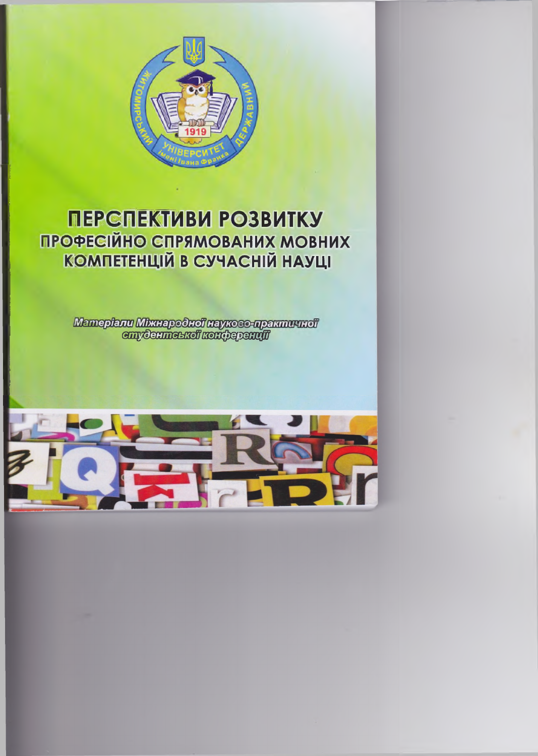# ПЕРСПЕКТИВИ РОЗВИТКУ
## ПРОФЕСІЙНО СПРЯМОВАНИХ МОВНИХ КОМПЕТЕНЦІЙ В СУЧАСНІЙ НАУЦІ

*Матеріали Міжнародної науково-практичної студентської конференції*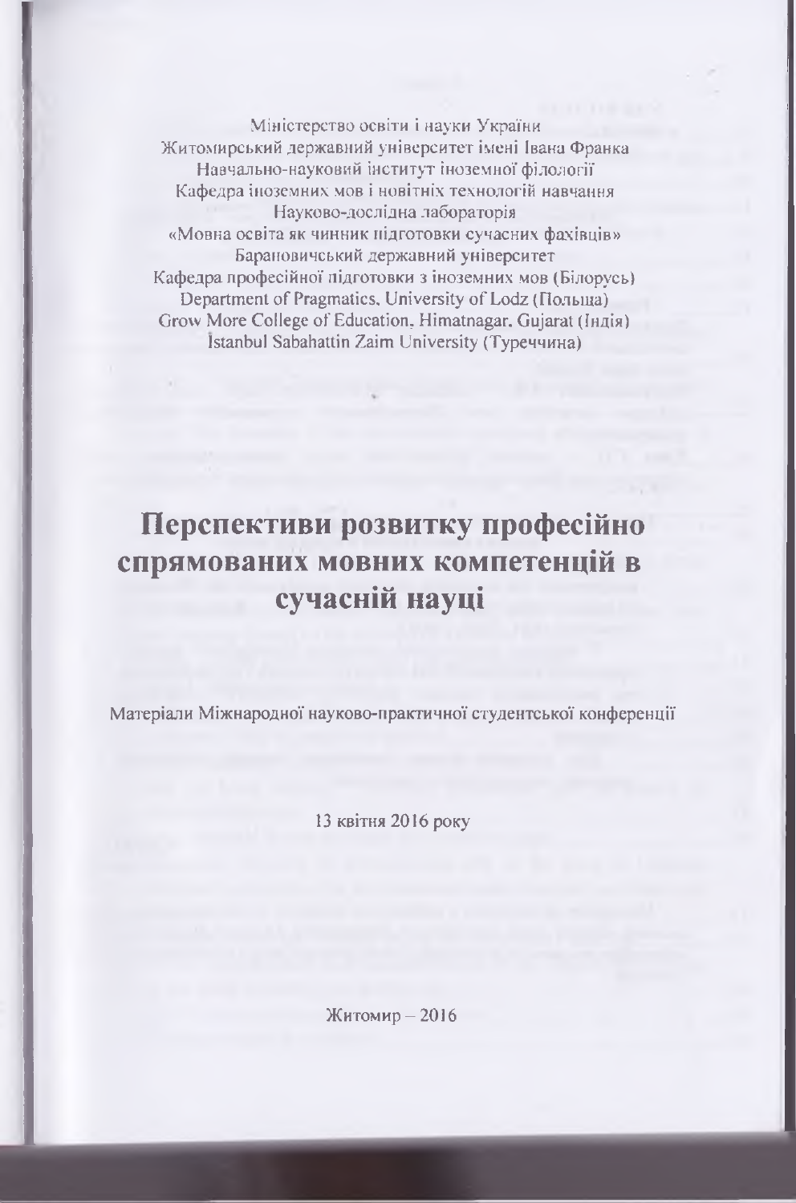Міністерство освіти і науки України
Житомирський державний університет імені Івана Франка
Навчально-науковий інститут іноземної філології
Кафедра іноземних мов і новітніх технологій навчання
Науково-дослідна лабораторія
«Мовна освіта як чинник підготовки сучасних фахівців»
Барановичський державний університет
Кафедра професійної підготовки з іноземних мов (Білорусь)
Department of Pragmatics, University of Lodz (Польща)
Grow More College of Education, Himatnagar, Gujarat (Індія)
İstanbul Sabahattin Zaim University (Туреччина)

# Перспективи розвитку професійно спрямованих мовних компетенцій в сучасній науці

Матеріали Міжнародної науково-практичної студентської конференції

13 квітня 2016 року

Житомир – 2016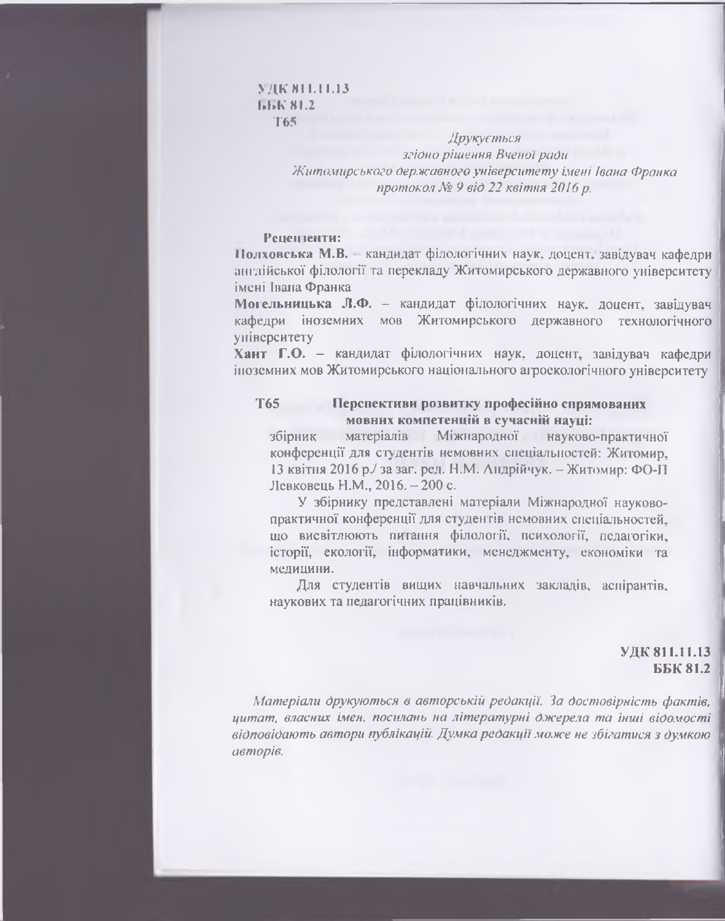УДК 811.11.13
ББК 81.2
Т65

*Друкується*
*згідно рішення Вченої ради*
*Житомирського державного університету імені Івана Франка*
*протокол № 9 від 22 квітня 2016 р.*

**Рецензенти:**

**Полховська М.В.** – кандидат філологічних наук, доцент, завідувач кафедри англійської філології та перекладу Житомирського державного університету імені Івана Франка

**Могельницька Л.Ф.** – кандидат філологічних наук, доцент, завідувач кафедри іноземних мов Житомирського державного технологічного університету

**Хант Г.О.** – кандидат філологічних наук, доцент, завідувач кафедри іноземних мов Житомирського національного агроекологічного університету

**Т65** **Перспективи розвитку професійно спрямованих мовних компетенцій в сучасній науці:** збірник матеріалів Міжнародної науково-практичної конференції для студентів немовних спеціальностей: Житомир, 13 квітня 2016 р./ за заг. ред. Н.М. Андрійчук. – Житомир: ФО-П Левковець Н.М., 2016. – 200 с.

У збірнику представлені матеріали Міжнародної науково-практичної конференції для студентів немовних спеціальностей, що висвітлюють питання філології, психології, педагогіки, історії, екології, інформатики, менеджменту, економіки та медицини.

Для студентів вищих навчальних закладів, аспірантів, наукових та педагогічних працівників.

**УДК 811.11.13**
**ББК 81.2**

*Матеріали друкуються в авторській редакції. За достовірність фактів, цитат, власних імен, посилань на літературні джерела та інші відомості відповідають автори публікацій. Думка редакції може не збігатися з думкою авторів.*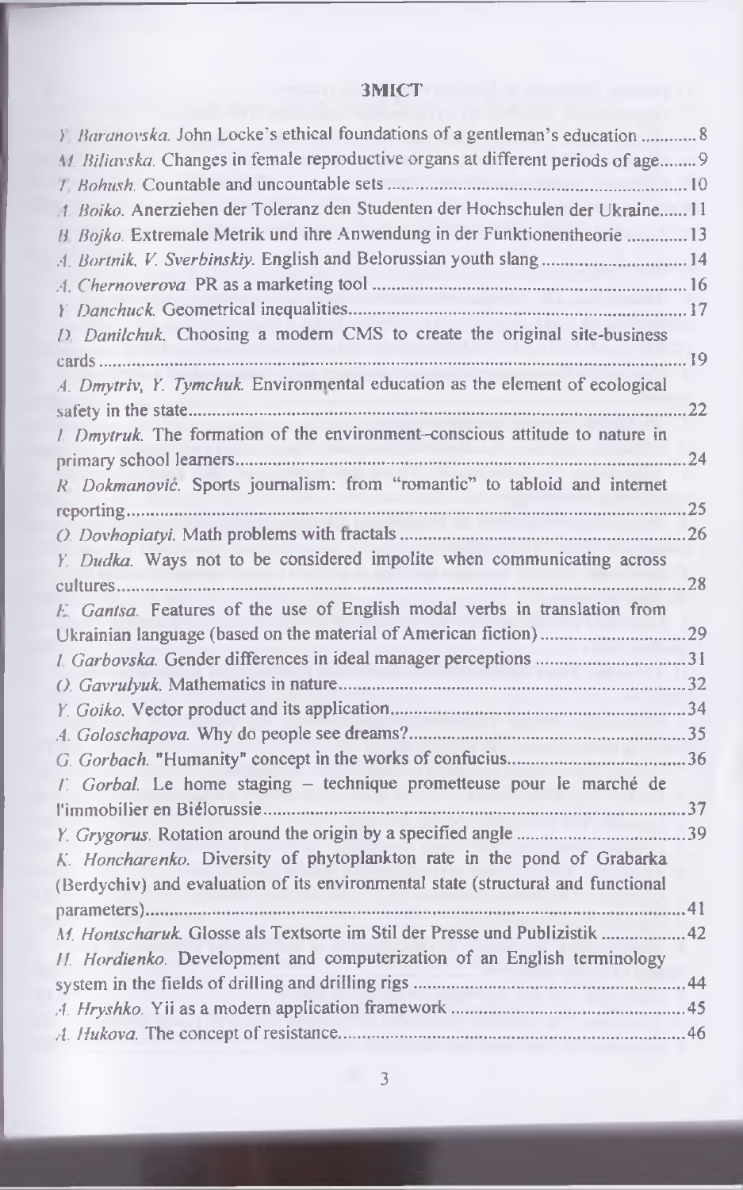# ЗМІСТ

*Y. Baranovska.* John Locke's ethical foundations of a gentleman's education ............ 8
*M. Biliavska.* Changes in female reproductive organs at different periods of age........ 9
*T. Bohush.* Countable and uncountable sets ............................................................... 10
*A. Boiko.* Anerziehen der Toleranz den Studenten der Hochschulen der Ukraine...... 11
*B. Bojko.* Extremale Metrik und ihre Anwendung in der Funktionentheorie ............. 13
*A. Bortnik, V. Sverbinskiy.* English and Belorussian youth slang ............................... 14
*A. Chernoverova.* PR as a marketing tool ................................................................... 16
*Y. Danchuck.* Geometrical inequalities........................................................................ 17
*D. Danilchuk.* Choosing a modern CMS to create the original site-business cards ............................................................................................................................ 19
*A. Dmytriv, Y. Tymchuk.* Environmental education as the element of ecological safety in the state.......................................................................................................... 22
*I. Dmytruk.* The formation of the environment–conscious attitude to nature in primary school learners................................................................................................ 24
*R. Dokmanović.* Sports journalism: from "romantic" to tabloid and internet reporting........................................................................................................................ 25
*O. Dovhopiatyi.* Math problems with fractals ............................................................. 26
*Y. Dudka.* Ways not to be considered impolite when communicating across cultures.......................................................................................................................... 28
*E. Gantsa.* Features of the use of English modal verbs in translation from Ukrainian language (based on the material of American fiction) .............................. 29
*I. Garbovska.* Gender differences in ideal manager perceptions ................................ 31
*O. Gavrulyuk.* Mathematics in nature.......................................................................... 32
*Y. Goiko.* Vector product and its application................................................................ 34
*A. Goloschapova.* Why do people see dreams?............................................................ 35
*G. Gorbach.* "Humanity" concept in the works of confucius...................................... 36
*T. Gorbal.* Le home staging – technique prometteuse pour le marché de l'immobilier en Biélorussie .......................................................................................... 37
*Y. Grygorus.* Rotation around the origin by a specified angle .................................... 39
*K. Honcharenko.* Diversity of phytoplankton rate in the pond of Grabarka (Berdychiv) and evaluation of its environmental state (structural and functional parameters)................................................................................................................... 41
*M. Hontscharuk.* Glosse als Textsorte im Stil der Presse und Publizistik .................. 42
*H. Hordienko.* Development and computerization of an English terminology system in the fields of drilling and drilling rigs ......................................................... 44
*A. Hryshko.* Yii as a modern application framework .................................................. 45
*A. Hukova.* The concept of resistance........................................................................... 46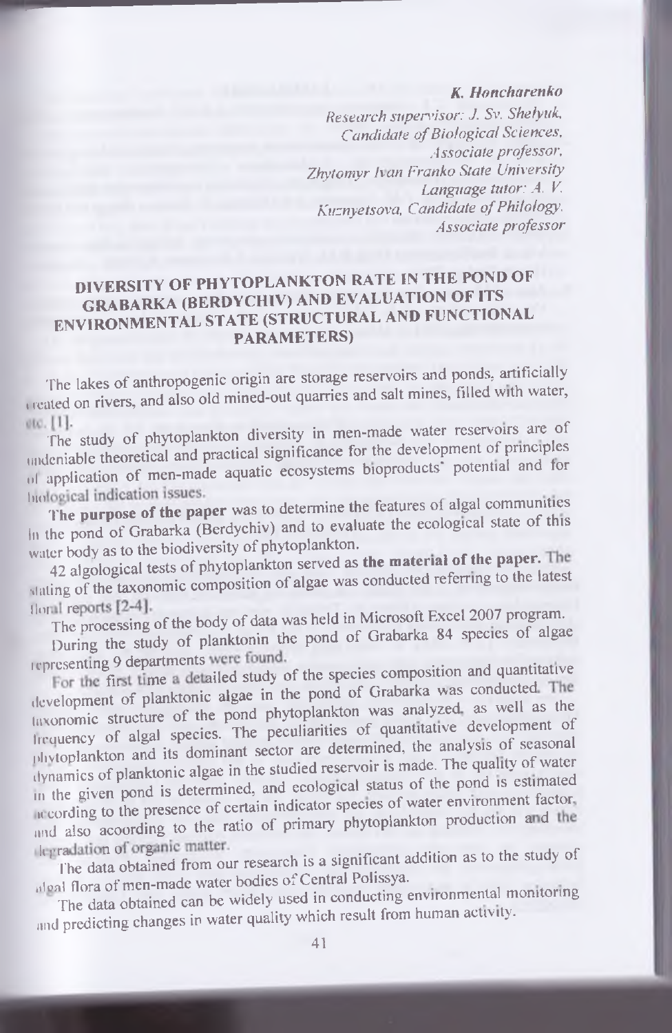***K. Honcharenko***

*Research supervisor: J. Sv. Shelyuk,*
*Candidate of Biological Sciences,*
*Associate professor,*
*Zhytomyr Ivan Franko State University*
*Language tutor: A. V.*
*Kuznyetsova, Candidate of Philology,*
*Associate professor*

## DIVERSITY OF PHYTOPLANKTON RATE IN THE POND OF GRABARKA (BERDYCHIV) AND EVALUATION OF ITS ENVIRONMENTAL STATE (STRUCTURAL AND FUNCTIONAL PARAMETERS)

The lakes of anthropogenic origin are storage reservoirs and ponds, artificially created on rivers, and also old mined-out quarries and salt mines, filled with water, etc. [1].

The study of phytoplankton diversity in men-made water reservoirs are of undeniable theoretical and practical significance for the development of principles of application of men-made aquatic ecosystems bioproducts' potential and for biological indication issues.

**The purpose of the paper** was to determine the features of algal communities in the pond of Grabarka (Berdychiv) and to evaluate the ecological state of this water body as to the biodiversity of phytoplankton.

42 algological tests of phytoplankton served as **the material of the paper.** The stating of the taxonomic composition of algae was conducted referring to the latest floral reports [2-4].

The processing of the body of data was held in Microsoft Excel 2007 program.

During the study of planktonin the pond of Grabarka 84 species of algae representing 9 departments were found.

For the first time a detailed study of the species composition and quantitative development of planktonic algae in the pond of Grabarka was conducted. The taxonomic structure of the pond phytoplankton was analyzed, as well as the frequency of algal species. The peculiarities of quantitative development of phytoplankton and its dominant sector are determined, the analysis of seasonal dynamics of planktonic algae in the studied reservoir is made. The quality of water in the given pond is determined, and ecological status of the pond is estimated according to the presence of certain indicator species of water environment factor, and also acoording to the ratio of primary phytoplankton production and the degradation of organic matter.

The data obtained from our research is a significant addition as to the study of algal flora of men-made water bodies of Central Polissya.

The data obtained can be widely used in conducting environmental monitoring and predicting changes in water quality which result from human activity.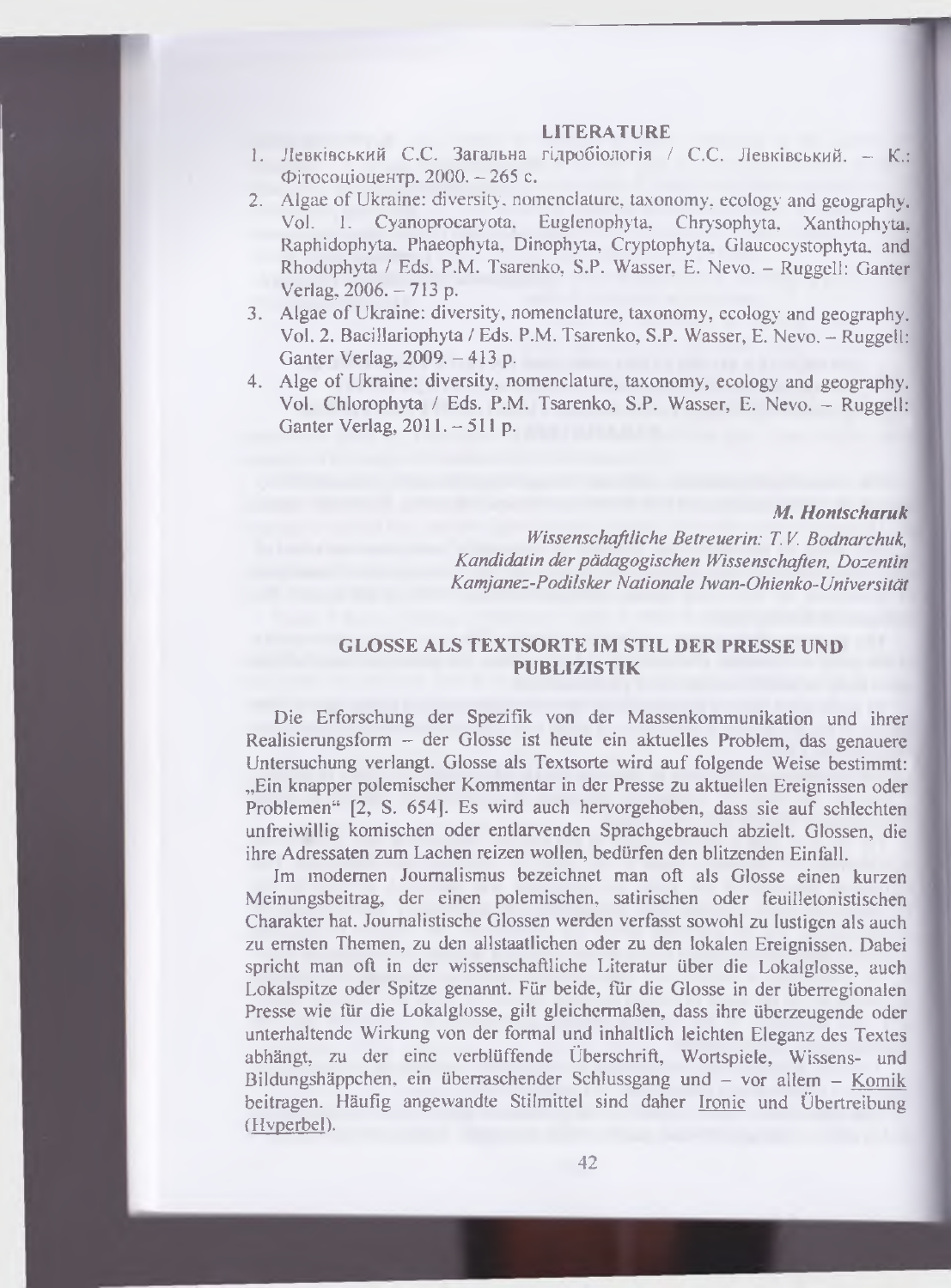## LITERATURE

1. Левківський С.С. Загальна гідробіологія / С.С. Левківський. – К.: Фітосоціоцентр. 2000. – 265 с.
2. Algae of Ukraine: diversity, nomenclature, taxonomy, ecology and geography. Vol. 1. Cyanoprocaryota, Euglenophyta, Chrysophyta, Xanthophyta, Raphidophyta, Phaeophyta, Dinophyta, Cryptophyta, Glaucocystophyta, and Rhodophyta / Eds. P.M. Tsarenko, S.P. Wasser, E. Nevo. – Ruggell: Ganter Verlag, 2006. – 713 p.
3. Algae of Ukraine: diversity, nomenclature, taxonomy, ecology and geography. Vol. 2. Bacillariophyta / Eds. P.M. Tsarenko, S.P. Wasser, E. Nevo. – Ruggell: Ganter Verlag, 2009. – 413 p.
4. Alge of Ukraine: diversity, nomenclature, taxonomy, ecology and geography. Vol. Chlorophyta / Eds. P.M. Tsarenko, S.P. Wasser, E. Nevo. – Ruggell: Ganter Verlag, 2011. – 511 p.

***M. Hontscharuk***

*Wissenschaftliche Betreuerin: T.V. Bodnarchuk,*
*Kandidatin der pädagogischen Wissenschaften, Dozentin*
*Kamjanez-Podilsker Nationale Iwan-Ohienko-Universität*

## GLOSSE ALS TEXTSORTE IM STIL DER PRESSE UND PUBLIZISTIK

Die Erforschung der Spezifik von der Massenkommunikation und ihrer Realisierungsform – der Glosse ist heute ein aktuelles Problem, das genauere Untersuchung verlangt. Glosse als Textsorte wird auf folgende Weise bestimmt: „Ein knapper polemischer Kommentar in der Presse zu aktuellen Ereignissen oder Problemen" [2, S. 654]. Es wird auch hervorgehoben, dass sie auf schlechten unfreiwillig komischen oder entlarvenden Sprachgebrauch abzielt. Glossen, die ihre Adressaten zum Lachen reizen wollen, bedürfen den blitzenden Einfall.

Im modernen Journalismus bezeichnet man oft als Glosse einen kurzen Meinungsbeitrag, der einen polemischen, satirischen oder feuilletonistischen Charakter hat. Journalistische Glossen werden verfasst sowohl zu lustigen als auch zu ernsten Themen, zu den allstaatlichen oder zu den lokalen Ereignissen. Dabei spricht man oft in der wissenschaftliche Literatur über die Lokalglosse, auch Lokalspitze oder Spitze genannt. Für beide, für die Glosse in der überregionalen Presse wie für die Lokalglosse, gilt gleichermaßen, dass ihre überzeugende oder unterhaltende Wirkung von der formal und inhaltlich leichten Eleganz des Textes abhängt, zu der eine verblüffende Überschrift, Wortspiele, Wissens- und Bildungshäppchen, ein überraschender Schlussgang und – vor allem – Komik beitragen. Häufig angewandte Stilmittel sind daher Ironie und Übertreibung (Hyperbel).